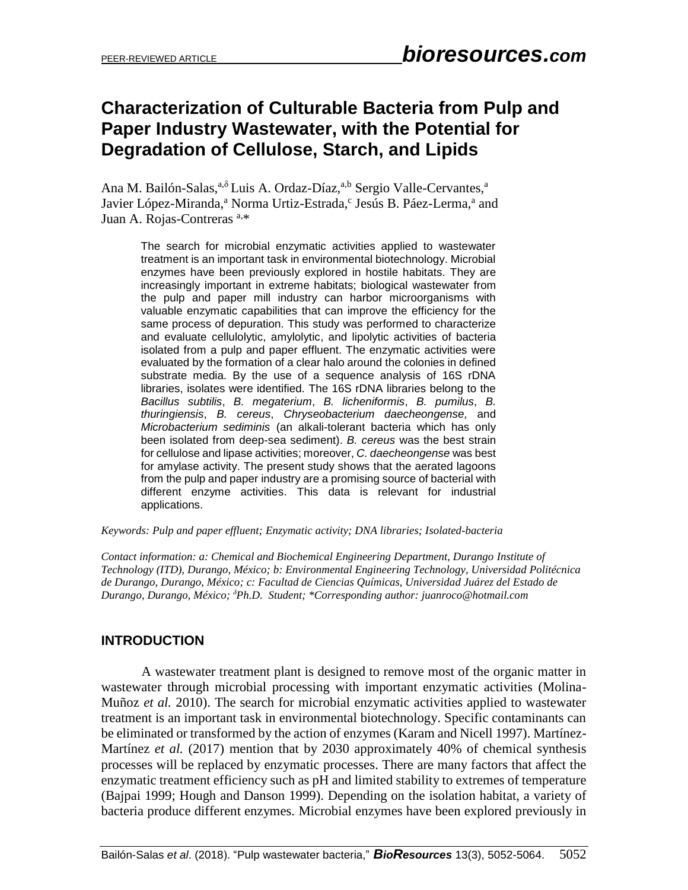PEER-REVIEWED ARTICLE

# Characterization of Culturable Bacteria from Pulp and Paper Industry Wastewater, with the Potential for Degradation of Cellulose, Starch, and Lipids

Ana M. Bailón-Salas,[a,δ] Luis A. Ordaz-Díaz,[a,b] Sergio Valle-Cervantes,[a] Javier López-Miranda,[a] Norma Urtiz-Estrada,[c] Jesús B. Páez-Lerma,[a] and Juan A. Rojas-Contreras [a,*]

The search for microbial enzymatic activities applied to wastewater treatment is an important task in environmental biotechnology. Microbial enzymes have been previously explored in hostile habitats. They are increasingly important in extreme habitats; biological wastewater from the pulp and paper mill industry can harbor microorganisms with valuable enzymatic capabilities that can improve the efficiency for the same process of depuration. This study was performed to characterize and evaluate cellulolytic, amylolytic, and lipolytic activities of bacteria isolated from a pulp and paper effluent. The enzymatic activities were evaluated by the formation of a clear halo around the colonies in defined substrate media. By the use of a sequence analysis of 16S rDNA libraries, isolates were identified. The 16S rDNA libraries belong to the *Bacillus subtilis*, *B. megaterium*, *B. licheniformis*, *B. pumilus*, *B. thuringiensis*, *B. cereus*, *Chryseobacterium daecheongense,* and *Microbacterium sediminis* (an alkali-tolerant bacteria which has only been isolated from deep-sea sediment). *B. cereus* was the best strain for cellulose and lipase activities; moreover, *C. daecheongense* was best for amylase activity. The present study shows that the aerated lagoons from the pulp and paper industry are a promising source of bacterial with different enzyme activities. This data is relevant for industrial applications.

*Keywords: Pulp and paper effluent; Enzymatic activity; DNA libraries; Isolated-bacteria*

*Contact information: a: Chemical and Biochemical Engineering Department, Durango Institute of Technology (ITD), Durango, México; b: Environmental Engineering Technology, Universidad Politécnica de Durango, Durango, México; c: Facultad de Ciencias Químicas, Universidad Juárez del Estado de Durango, Durango, México; [δ]Ph.D. Student; *Corresponding author: juanroco@hotmail.com*

## INTRODUCTION

A wastewater treatment plant is designed to remove most of the organic matter in wastewater through microbial processing with important enzymatic activities (Molina-Muñoz *et al.* 2010). The search for microbial enzymatic activities applied to wastewater treatment is an important task in environmental biotechnology. Specific contaminants can be eliminated or transformed by the action of enzymes (Karam and Nicell 1997). Martínez-Martínez *et al.* (2017) mention that by 2030 approximately 40% of chemical synthesis processes will be replaced by enzymatic processes. There are many factors that affect the enzymatic treatment efficiency such as pH and limited stability to extremes of temperature (Bajpai 1999; Hough and Danson 1999). Depending on the isolation habitat, a variety of bacteria produce different enzymes. Microbial enzymes have been explored previously in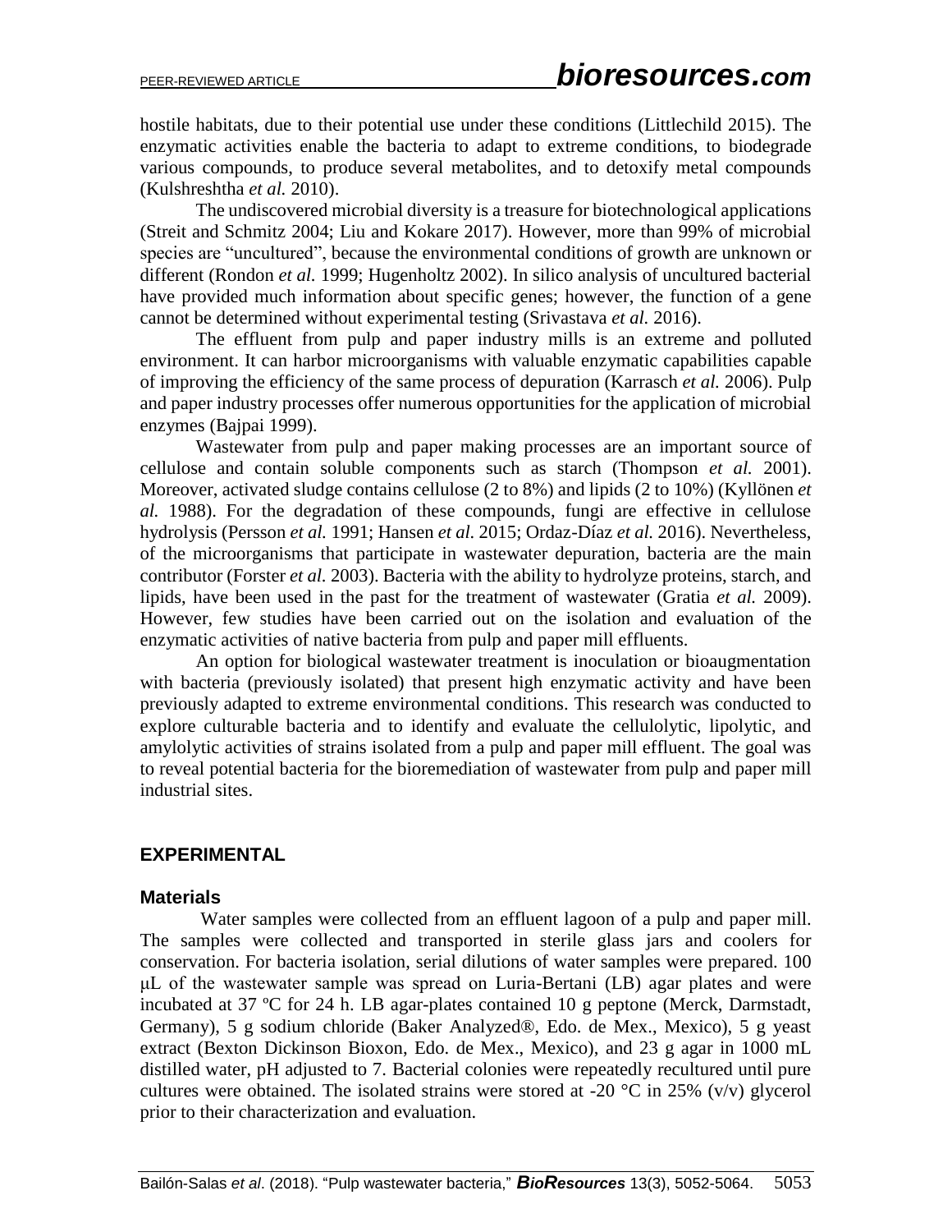hostile habitats, due to their potential use under these conditions (Littlechild 2015). The enzymatic activities enable the bacteria to adapt to extreme conditions, to biodegrade various compounds, to produce several metabolites, and to detoxify metal compounds (Kulshreshtha *et al.* 2010).

The undiscovered microbial diversity is a treasure for biotechnological applications (Streit and Schmitz 2004; Liu and Kokare 2017). However, more than 99% of microbial species are "uncultured", because the environmental conditions of growth are unknown or different (Rondon *et al.* 1999; Hugenholtz 2002). In silico analysis of uncultured bacterial have provided much information about specific genes; however, the function of a gene cannot be determined without experimental testing (Srivastava *et al.* 2016).

The effluent from pulp and paper industry mills is an extreme and polluted environment. It can harbor microorganisms with valuable enzymatic capabilities capable of improving the efficiency of the same process of depuration (Karrasch *et al.* 2006). Pulp and paper industry processes offer numerous opportunities for the application of microbial enzymes (Bajpai 1999).

Wastewater from pulp and paper making processes are an important source of cellulose and contain soluble components such as starch (Thompson *et al.* 2001). Moreover, activated sludge contains cellulose (2 to 8%) and lipids (2 to 10%) (Kyllönen *et al.* 1988). For the degradation of these compounds, fungi are effective in cellulose hydrolysis (Persson *et al.* 1991; Hansen *et al.* 2015; Ordaz-Díaz *et al.* 2016). Nevertheless, of the microorganisms that participate in wastewater depuration, bacteria are the main contributor (Forster *et al.* 2003). Bacteria with the ability to hydrolyze proteins, starch, and lipids, have been used in the past for the treatment of wastewater (Gratia *et al.* 2009). However, few studies have been carried out on the isolation and evaluation of the enzymatic activities of native bacteria from pulp and paper mill effluents.

An option for biological wastewater treatment is inoculation or bioaugmentation with bacteria (previously isolated) that present high enzymatic activity and have been previously adapted to extreme environmental conditions. This research was conducted to explore culturable bacteria and to identify and evaluate the cellulolytic, lipolytic, and amylolytic activities of strains isolated from a pulp and paper mill effluent. The goal was to reveal potential bacteria for the bioremediation of wastewater from pulp and paper mill industrial sites.

## EXPERIMENTAL

### Materials

Water samples were collected from an effluent lagoon of a pulp and paper mill. The samples were collected and transported in sterile glass jars and coolers for conservation. For bacteria isolation, serial dilutions of water samples were prepared. 100 μL of the wastewater sample was spread on Luria-Bertani (LB) agar plates and were incubated at 37 ºC for 24 h. LB agar-plates contained 10 g peptone (Merck, Darmstadt, Germany), 5 g sodium chloride (Baker Analyzed®, Edo. de Mex., Mexico), 5 g yeast extract (Bexton Dickinson Bioxon, Edo. de Mex., Mexico), and 23 g agar in 1000 mL distilled water, pH adjusted to 7. Bacterial colonies were repeatedly recultured until pure cultures were obtained. The isolated strains were stored at -20 °C in 25% (v/v) glycerol prior to their characterization and evaluation.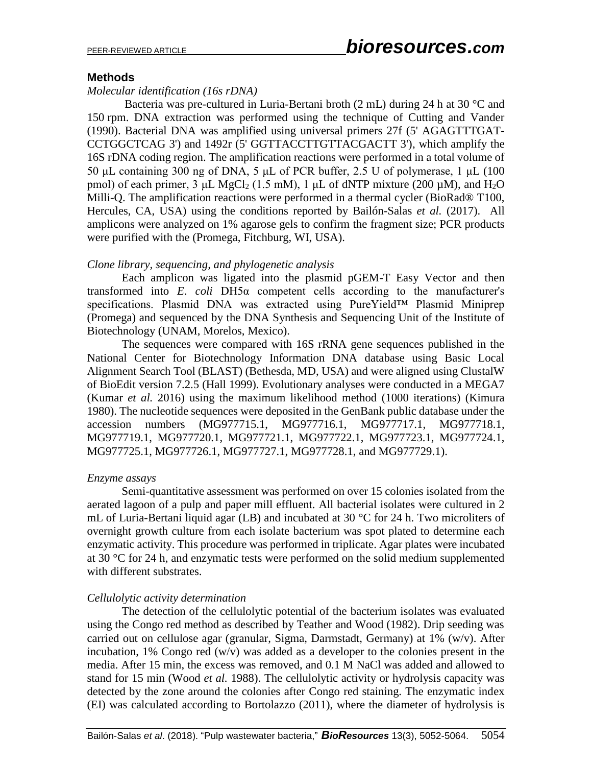## Methods

### *Molecular identification (16s rDNA)*

Bacteria was pre-cultured in Luria-Bertani broth (2 mL) during 24 h at 30 °C and 150 rpm. DNA extraction was performed using the technique of Cutting and Vander (1990). Bacterial DNA was amplified using universal primers 27f (5' AGAGTTTGAT-CCTGGCTCAG 3') and 1492r (5' GGTTACCTTGTTACGACTT 3'), which amplify the 16S rDNA coding region. The amplification reactions were performed in a total volume of 50 μL containing 300 ng of DNA, 5 μL of PCR buffer, 2.5 U of polymerase, 1 μL (100 pmol) of each primer, 3 μL $MgCl_2$ (1.5 mM), 1 μL of dNTP mixture (200 μM), and $H_2O$ Milli-Q. The amplification reactions were performed in a thermal cycler (BioRad® T100, Hercules, CA, USA) using the conditions reported by Bailón-Salas *et al.* (2017). All amplicons were analyzed on 1% agarose gels to confirm the fragment size; PCR products were purified with the (Promega, Fitchburg, WI, USA).

### *Clone library, sequencing, and phylogenetic analysis*

Each amplicon was ligated into the plasmid pGEM-T Easy Vector and then transformed into *E. coli* DH5α competent cells according to the manufacturer's specifications. Plasmid DNA was extracted using PureYield™ Plasmid Miniprep (Promega) and sequenced by the DNA Synthesis and Sequencing Unit of the Institute of Biotechnology (UNAM, Morelos, Mexico).

The sequences were compared with 16S rRNA gene sequences published in the National Center for Biotechnology Information DNA database using Basic Local Alignment Search Tool (BLAST) (Bethesda, MD, USA) and were aligned using ClustalW of BioEdit version 7.2.5 (Hall 1999). Evolutionary analyses were conducted in a MEGA7 (Kumar *et al.* 2016) using the maximum likelihood method (1000 iterations) (Kimura 1980). The nucleotide sequences were deposited in the GenBank public database under the accession numbers (MG977715.1, MG977716.1, MG977717.1, MG977718.1, MG977719.1, MG977720.1, MG977721.1, MG977722.1, MG977723.1, MG977724.1, MG977725.1, MG977726.1, MG977727.1, MG977728.1, and MG977729.1).

### *Enzyme assays*

Semi-quantitative assessment was performed on over 15 colonies isolated from the aerated lagoon of a pulp and paper mill effluent. All bacterial isolates were cultured in 2 mL of Luria-Bertani liquid agar (LB) and incubated at 30 °C for 24 h. Two microliters of overnight growth culture from each isolate bacterium was spot plated to determine each enzymatic activity. This procedure was performed in triplicate. Agar plates were incubated at 30 °C for 24 h, and enzymatic tests were performed on the solid medium supplemented with different substrates.

### *Cellulolytic activity determination*

The detection of the cellulolytic potential of the bacterium isolates was evaluated using the Congo red method as described by Teather and Wood (1982). Drip seeding was carried out on cellulose agar (granular, Sigma, Darmstadt, Germany) at 1% (w/v). After incubation, 1% Congo red (w/v) was added as a developer to the colonies present in the media. After 15 min, the excess was removed, and 0.1 M NaCl was added and allowed to stand for 15 min (Wood *et al.* 1988). The cellulolytic activity or hydrolysis capacity was detected by the zone around the colonies after Congo red staining. The enzymatic index (EI) was calculated according to Bortolazzo (2011), where the diameter of hydrolysis is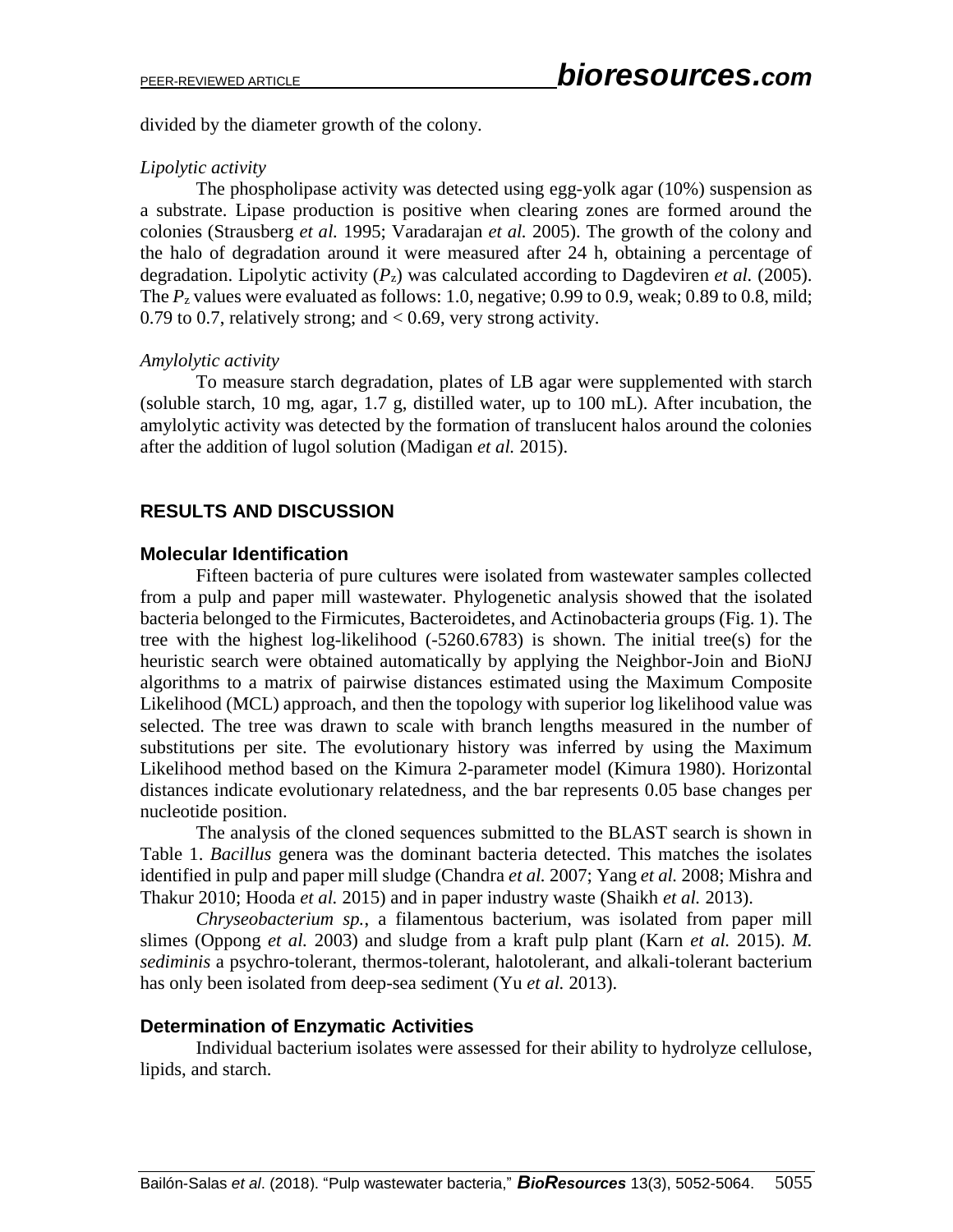divided by the diameter growth of the colony.

*Lipolytic activity*

The phospholipase activity was detected using egg-yolk agar (10%) suspension as a substrate. Lipase production is positive when clearing zones are formed around the colonies (Strausberg *et al.* 1995; Varadarajan *et al.* 2005). The growth of the colony and the halo of degradation around it were measured after 24 h, obtaining a percentage of degradation. Lipolytic activity ($P_z$) was calculated according to Dagdeviren *et al.* (2005). The $P_z$ values were evaluated as follows: 1.0, negative; 0.99 to 0.9, weak; 0.89 to 0.8, mild; 0.79 to 0.7, relatively strong; and < 0.69, very strong activity.

*Amylolytic activity*

To measure starch degradation, plates of LB agar were supplemented with starch (soluble starch, 10 mg, agar, 1.7 g, distilled water, up to 100 mL). After incubation, the amylolytic activity was detected by the formation of translucent halos around the colonies after the addition of lugol solution (Madigan *et al.* 2015).

## RESULTS AND DISCUSSION

### Molecular Identification

Fifteen bacteria of pure cultures were isolated from wastewater samples collected from a pulp and paper mill wastewater. Phylogenetic analysis showed that the isolated bacteria belonged to the Firmicutes, Bacteroidetes, and Actinobacteria groups (Fig. 1). The tree with the highest log-likelihood (-5260.6783) is shown. The initial tree(s) for the heuristic search were obtained automatically by applying the Neighbor-Join and BioNJ algorithms to a matrix of pairwise distances estimated using the Maximum Composite Likelihood (MCL) approach, and then the topology with superior log likelihood value was selected. The tree was drawn to scale with branch lengths measured in the number of substitutions per site. The evolutionary history was inferred by using the Maximum Likelihood method based on the Kimura 2-parameter model (Kimura 1980). Horizontal distances indicate evolutionary relatedness, and the bar represents 0.05 base changes per nucleotide position.

The analysis of the cloned sequences submitted to the BLAST search is shown in Table 1. *Bacillus* genera was the dominant bacteria detected. This matches the isolates identified in pulp and paper mill sludge (Chandra *et al.* 2007; Yang *et al.* 2008; Mishra and Thakur 2010; Hooda *et al.* 2015) and in paper industry waste (Shaikh *et al.* 2013).

*Chryseobacterium sp.*, a filamentous bacterium, was isolated from paper mill slimes (Oppong *et al.* 2003) and sludge from a kraft pulp plant (Karn *et al.* 2015). *M. sediminis* a psychro-tolerant, thermos-tolerant, halotolerant, and alkali-tolerant bacterium has only been isolated from deep-sea sediment (Yu *et al.* 2013).

### Determination of Enzymatic Activities

Individual bacterium isolates were assessed for their ability to hydrolyze cellulose, lipids, and starch.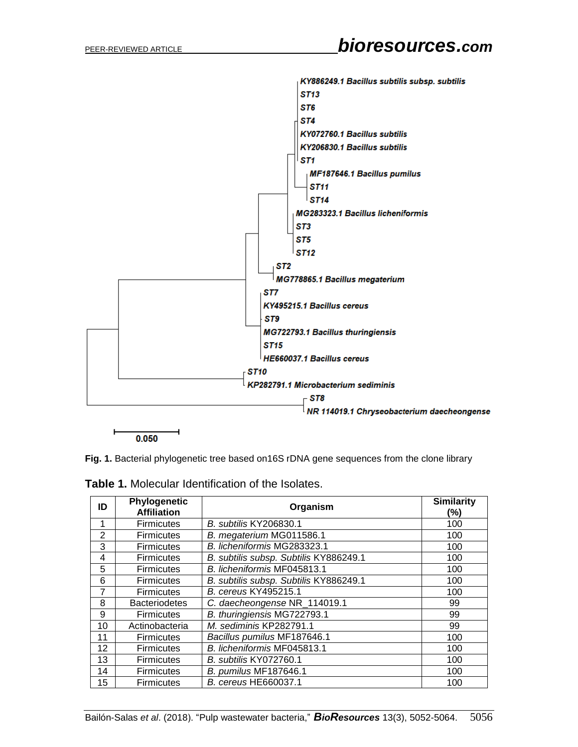**Fig. 1.** Bacterial phylogenetic tree based on16S rDNA gene sequences from the clone library

**Table 1.** Molecular Identification of the Isolates.

| ID | Phylogenetic Affiliation | Organism | Similarity (%) |
|---|---|---|---|
| 1 | Firmicutes | *B. subtilis* KY206830.1 | 100 |
| 2 | Firmicutes | *B. megaterium* MG011586.1 | 100 |
| 3 | Firmicutes | *B. licheniformis* MG283323.1 | 100 |
| 4 | Firmicutes | *B. subtilis subsp. Subtilis* KY886249.1 | 100 |
| 5 | Firmicutes | *B. licheniformis* MF045813.1 | 100 |
| 6 | Firmicutes | *B. subtilis subsp. Subtilis* KY886249.1 | 100 |
| 7 | Firmicutes | *B. cereus* KY495215.1 | 100 |
| 8 | Bacteriodetes | *C. daecheongense* NR_114019.1 | 99 |
| 9 | Firmicutes | *B. thuringiensis* MG722793.1 | 99 |
| 10 | Actinobacteria | *M. sediminis* KP282791.1 | 99 |
| 11 | Firmicutes | *Bacillus pumilus* MF187646.1 | 100 |
| 12 | Firmicutes | *B. licheniformis* MF045813.1 | 100 |
| 13 | Firmicutes | *B. subtilis* KY072760.1 | 100 |
| 14 | Firmicutes | *B. pumilus* MF187646.1 | 100 |
| 15 | Firmicutes | *B. cereus* HE660037.1 | 100 |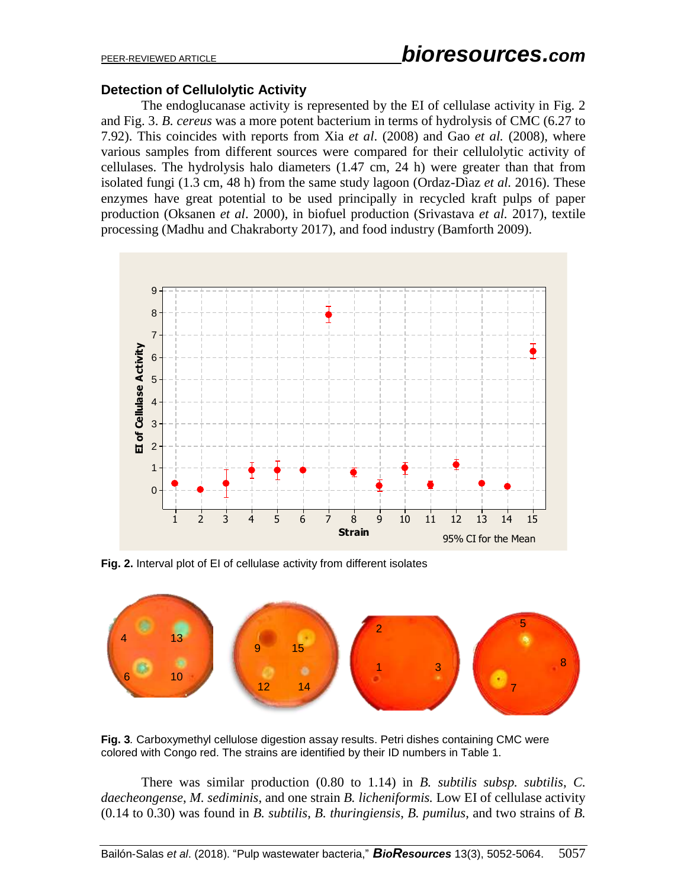### Detection of Cellulolytic Activity

The endoglucanase activity is represented by the EI of cellulase activity in Fig. 2 and Fig. 3. *B. cereus* was a more potent bacterium in terms of hydrolysis of CMC (6.27 to 7.92). This coincides with reports from Xia *et al.* (2008) and Gao *et al.* (2008), where various samples from different sources were compared for their cellulolytic activity of cellulases. The hydrolysis halo diameters (1.47 cm, 24 h) were greater than that from isolated fungi (1.3 cm, 48 h) from the same study lagoon (Ordaz-Dìaz *et al.* 2016). These enzymes have great potential to be used principally in recycled kraft pulps of paper production (Oksanen *et al*. 2000), in biofuel production (Srivastava *et al.* 2017), textile processing (Madhu and Chakraborty 2017), and food industry (Bamforth 2009).

**Fig. 2.** Interval plot of EI of cellulase activity from different isolates

**Fig. 3**. Carboxymethyl cellulose digestion assay results. Petri dishes containing CMC were colored with Congo red. The strains are identified by their ID numbers in Table 1.

There was similar production (0.80 to 1.14) in *B. subtilis subsp. subtilis*, *C. daecheongense*, *M. sediminis*, and one strain *B. licheniformis.* Low EI of cellulase activity (0.14 to 0.30) was found in *B. subtilis*, *B. thuringiensis*, *B. pumilus*, and two strains of *B.*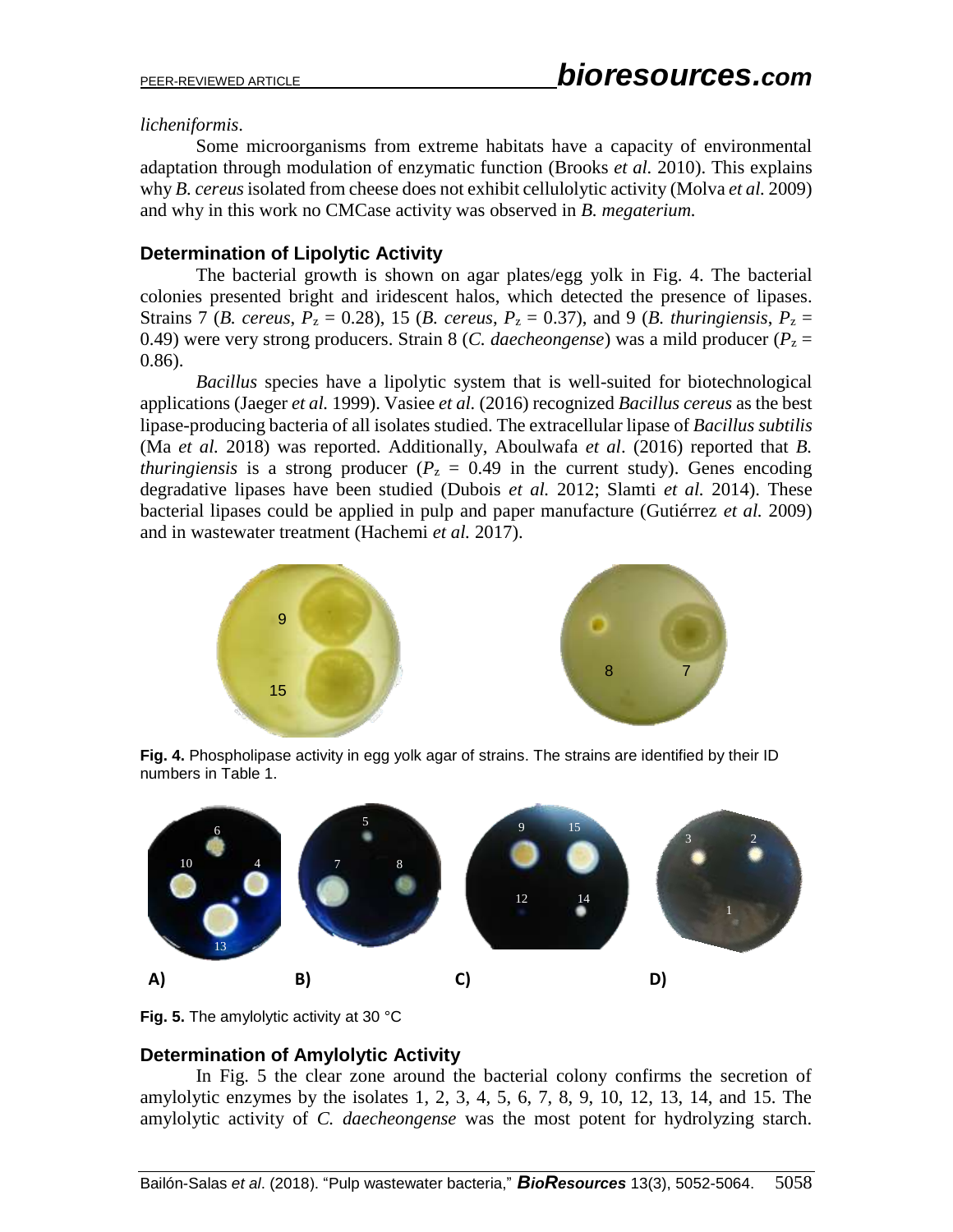*licheniformis*.

Some microorganisms from extreme habitats have a capacity of environmental adaptation through modulation of enzymatic function (Brooks *et al.* 2010). This explains why *B. cereus* isolated from cheese does not exhibit cellulolytic activity (Molva *et al.* 2009) and why in this work no CMCase activity was observed in *B. megaterium.*

### Determination of Lipolytic Activity

The bacterial growth is shown on agar plates/egg yolk in Fig. 4. The bacterial colonies presented bright and iridescent halos, which detected the presence of lipases. Strains 7 (*B. cereus*, $P_z = 0.28$), 15 (*B. cereus*, $P_z = 0.37$), and 9 (*B. thuringiensis*, $P_z = 0.49$) were very strong producers. Strain 8 (*C. daecheongense*) was a mild producer ($P_z = 0.86$).

*Bacillus* species have a lipolytic system that is well-suited for biotechnological applications (Jaeger *et al.* 1999). Vasiee *et al.* (2016) recognized *Bacillus cereus* as the best lipase-producing bacteria of all isolates studied. The extracellular lipase of *Bacillus subtilis* (Ma *et al.* 2018) was reported. Additionally, Aboulwafa *et al*. (2016) reported that *B. thuringiensis* is a strong producer ($P_z = 0.49$ in the current study). Genes encoding degradative lipases have been studied (Dubois *et al.* 2012; Slamti *et al.* 2014). These bacterial lipases could be applied in pulp and paper manufacture (Gutiérrez *et al.* 2009) and in wastewater treatment (Hachemi *et al.* 2017).

**Fig. 4.** Phospholipase activity in egg yolk agar of strains. The strains are identified by their ID numbers in Table 1.

**Fig. 5.** The amylolytic activity at 30 °C

### Determination of Amylolytic Activity

In Fig. 5 the clear zone around the bacterial colony confirms the secretion of amylolytic enzymes by the isolates 1, 2, 3, 4, 5, 6, 7, 8, 9, 10, 12, 13, 14, and 15. The amylolytic activity of *C. daecheongense* was the most potent for hydrolyzing starch.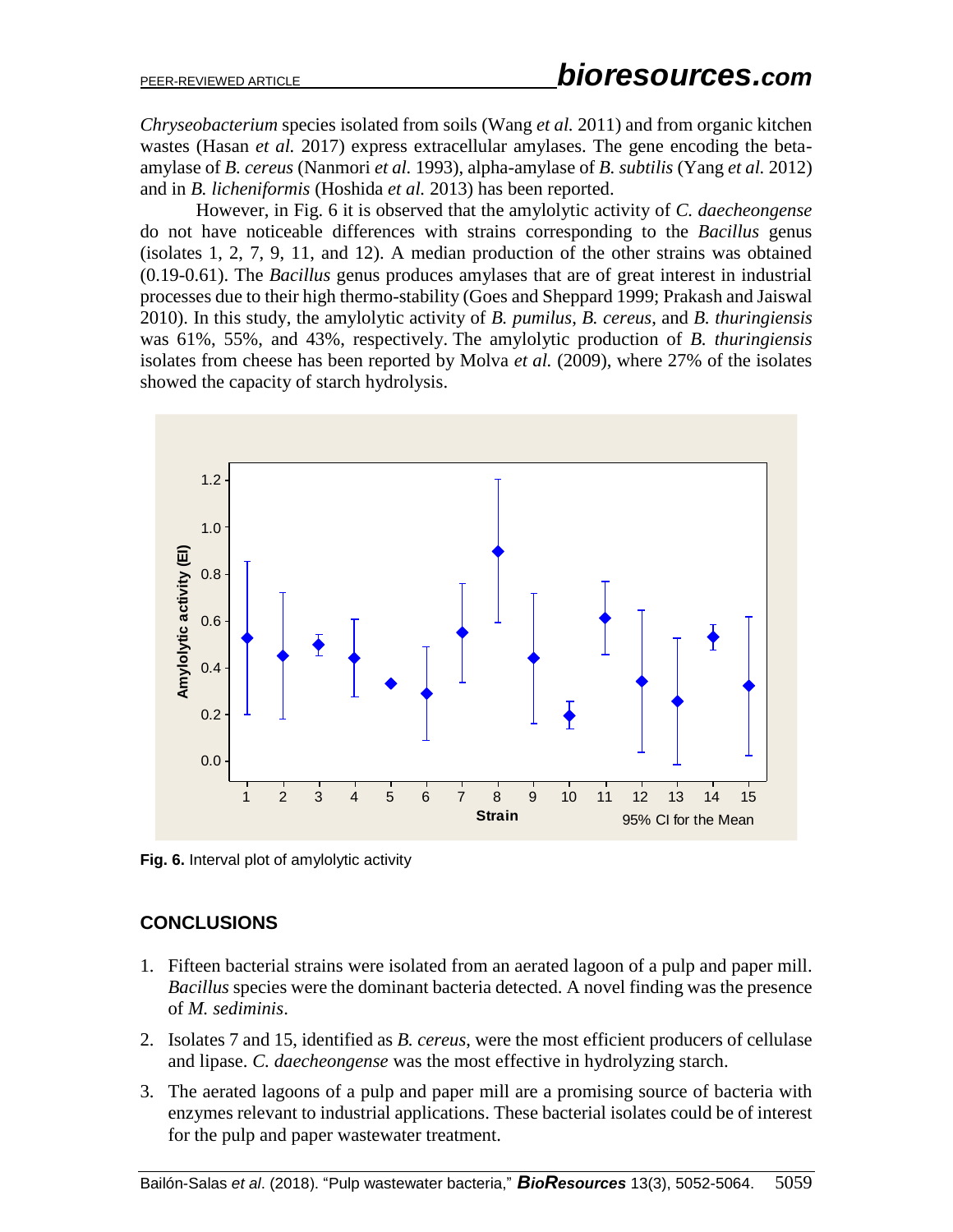*Chryseobacterium* species isolated from soils (Wang *et al.* 2011) and from organic kitchen wastes (Hasan *et al.* 2017) express extracellular amylases. The gene encoding the beta-amylase of *B. cereus* (Nanmori *et al.* 1993), alpha-amylase of *B. subtilis* (Yang *et al.* 2012) and in *B. licheniformis* (Hoshida *et al.* 2013) has been reported.

However, in Fig. 6 it is observed that the amylolytic activity of *C. daecheongense* do not have noticeable differences with strains corresponding to the *Bacillus* genus (isolates 1, 2, 7, 9, 11, and 12). A median production of the other strains was obtained (0.19-0.61). The *Bacillus* genus produces amylases that are of great interest in industrial processes due to their high thermo-stability (Goes and Sheppard 1999; Prakash and Jaiswal 2010). In this study, the amylolytic activity of *B. pumilus*, *B. cereus*, and *B. thuringiensis* was 61%, 55%, and 43%, respectively. The amylolytic production of *B. thuringiensis* isolates from cheese has been reported by Molva *et al.* (2009), where 27% of the isolates showed the capacity of starch hydrolysis.

**Fig. 6.** Interval plot of amylolytic activity

## CONCLUSIONS

1. Fifteen bacterial strains were isolated from an aerated lagoon of a pulp and paper mill. *Bacillus* species were the dominant bacteria detected. A novel finding was the presence of *M. sediminis*.
2. Isolates 7 and 15, identified as *B. cereus*, were the most efficient producers of cellulase and lipase. *C. daecheongense* was the most effective in hydrolyzing starch.
3. The aerated lagoons of a pulp and paper mill are a promising source of bacteria with enzymes relevant to industrial applications. These bacterial isolates could be of interest for the pulp and paper wastewater treatment.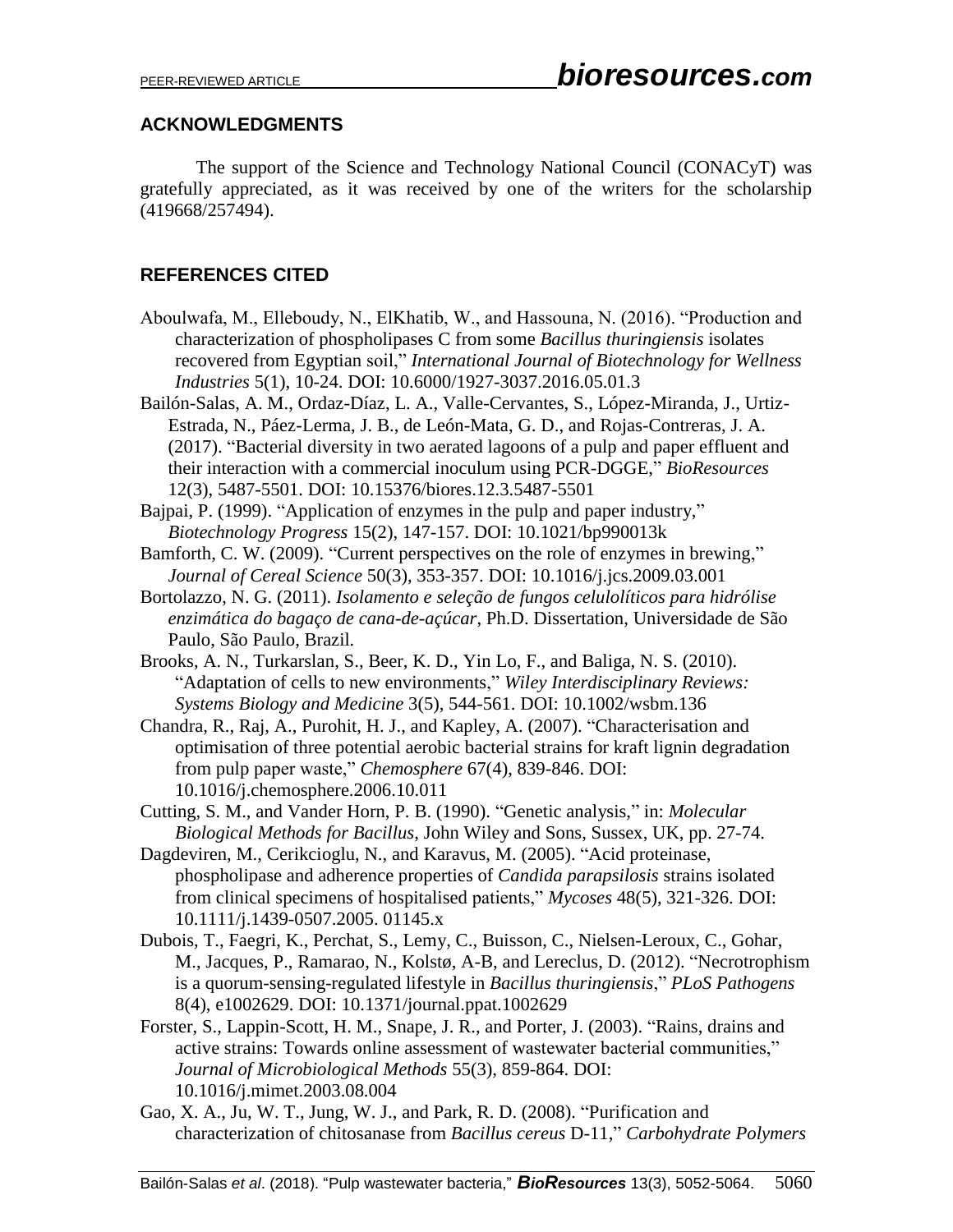## ACKNOWLEDGMENTS

The support of the Science and Technology National Council (CONACyT) was gratefully appreciated, as it was received by one of the writers for the scholarship (419668/257494).

## REFERENCES CITED

Aboulwafa, M., Elleboudy, N., ElKhatib, W., and Hassouna, N. (2016). "Production and characterization of phospholipases C from some *Bacillus thuringiensis* isolates recovered from Egyptian soil," *International Journal of Biotechnology for Wellness Industries* 5(1), 10-24. DOI: 10.6000/1927-3037.2016.05.01.3

Bailón-Salas, A. M., Ordaz-Díaz, L. A., Valle-Cervantes, S., López-Miranda, J., Urtiz-Estrada, N., Páez-Lerma, J. B., de León-Mata, G. D., and Rojas-Contreras, J. A. (2017). "Bacterial diversity in two aerated lagoons of a pulp and paper effluent and their interaction with a commercial inoculum using PCR-DGGE," *BioResources* 12(3), 5487-5501. DOI: 10.15376/biores.12.3.5487-5501

Bajpai, P. (1999). "Application of enzymes in the pulp and paper industry," *Biotechnology Progress* 15(2), 147-157. DOI: 10.1021/bp990013k

Bamforth, C. W. (2009). "Current perspectives on the role of enzymes in brewing," *Journal of Cereal Science* 50(3), 353-357. DOI: 10.1016/j.jcs.2009.03.001

Bortolazzo, N. G. (2011). *Isolamento e seleção de fungos celulolíticos para hidrólise enzimática do bagaço de cana-de-açúcar*, Ph.D. Dissertation, Universidade de São Paulo, São Paulo, Brazil.

Brooks, A. N., Turkarslan, S., Beer, K. D., Yin Lo, F., and Baliga, N. S. (2010). "Adaptation of cells to new environments," *Wiley Interdisciplinary Reviews: Systems Biology and Medicine* 3(5), 544-561. DOI: 10.1002/wsbm.136

Chandra, R., Raj, A., Purohit, H. J., and Kapley, A. (2007). "Characterisation and optimisation of three potential aerobic bacterial strains for kraft lignin degradation from pulp paper waste," *Chemosphere* 67(4), 839-846. DOI: 10.1016/j.chemosphere.2006.10.011

Cutting, S. M., and Vander Horn, P. B. (1990). "Genetic analysis," in: *Molecular Biological Methods for Bacillus*, John Wiley and Sons, Sussex, UK, pp. 27-74.

Dagdeviren, M., Cerikcioglu, N., and Karavus, M. (2005). "Acid proteinase, phospholipase and adherence properties of *Candida parapsilosis* strains isolated from clinical specimens of hospitalised patients," *Mycoses* 48(5), 321-326. DOI: 10.1111/j.1439-0507.2005. 01145.x

Dubois, T., Faegri, K., Perchat, S., Lemy, C., Buisson, C., Nielsen-Leroux, C., Gohar, M., Jacques, P., Ramarao, N., Kolstø, A-B, and Lereclus, D. (2012). "Necrotrophism is a quorum-sensing-regulated lifestyle in *Bacillus thuringiensis*," *PLoS Pathogens* 8(4), e1002629. DOI: 10.1371/journal.ppat.1002629

Forster, S., Lappin-Scott, H. M., Snape, J. R., and Porter, J. (2003). "Rains, drains and active strains: Towards online assessment of wastewater bacterial communities," *Journal of Microbiological Methods* 55(3), 859-864. DOI: 10.1016/j.mimet.2003.08.004

Gao, X. A., Ju, W. T., Jung, W. J., and Park, R. D. (2008). "Purification and characterization of chitosanase from *Bacillus cereus* D-11," *Carbohydrate Polymers*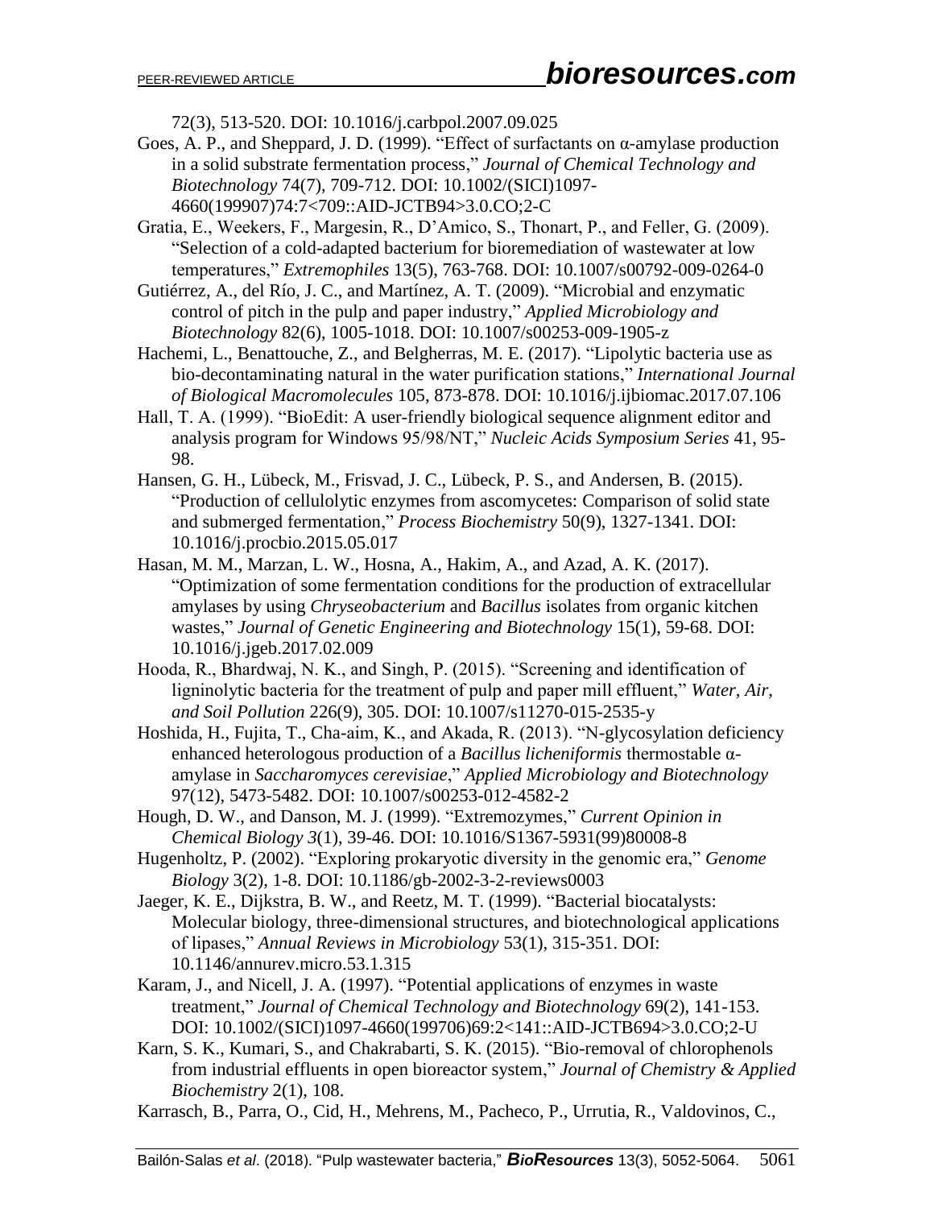72(3), 513-520. DOI: 10.1016/j.carbpol.2007.09.025

Goes, A. P., and Sheppard, J. D. (1999). "Effect of surfactants on α-amylase production in a solid substrate fermentation process," *Journal of Chemical Technology and Biotechnology* 74(7), 709-712. DOI: 10.1002/(SICI)1097-4660(199907)74:7<709::AID-JCTB94>3.0.CO;2-C

Gratia, E., Weekers, F., Margesin, R., D'Amico, S., Thonart, P., and Feller, G. (2009). "Selection of a cold-adapted bacterium for bioremediation of wastewater at low temperatures," *Extremophiles* 13(5), 763-768. DOI: 10.1007/s00792-009-0264-0

Gutiérrez, A., del Río, J. C., and Martínez, A. T. (2009). "Microbial and enzymatic control of pitch in the pulp and paper industry," *Applied Microbiology and Biotechnology* 82(6), 1005-1018. DOI: 10.1007/s00253-009-1905-z

Hachemi, L., Benattouche, Z., and Belgherras, M. E. (2017). "Lipolytic bacteria use as bio-decontaminating natural in the water purification stations," *International Journal of Biological Macromolecules* 105, 873-878. DOI: 10.1016/j.ijbiomac.2017.07.106

Hall, T. A. (1999). "BioEdit: A user-friendly biological sequence alignment editor and analysis program for Windows 95/98/NT," *Nucleic Acids Symposium Series* 41, 95-98.

Hansen, G. H., Lübeck, M., Frisvad, J. C., Lübeck, P. S., and Andersen, B. (2015). "Production of cellulolytic enzymes from ascomycetes: Comparison of solid state and submerged fermentation," *Process Biochemistry* 50(9), 1327-1341. DOI: 10.1016/j.procbio.2015.05.017

Hasan, M. M., Marzan, L. W., Hosna, A., Hakim, A., and Azad, A. K. (2017). "Optimization of some fermentation conditions for the production of extracellular amylases by using *Chryseobacterium* and *Bacillus* isolates from organic kitchen wastes," *Journal of Genetic Engineering and Biotechnology* 15(1), 59-68. DOI: 10.1016/j.jgeb.2017.02.009

Hooda, R., Bhardwaj, N. K., and Singh, P. (2015). "Screening and identification of ligninolytic bacteria for the treatment of pulp and paper mill effluent," *Water, Air, and Soil Pollution* 226(9), 305. DOI: 10.1007/s11270-015-2535-y

Hoshida, H., Fujita, T., Cha-aim, K., and Akada, R. (2013). "N-glycosylation deficiency enhanced heterologous production of a *Bacillus licheniformis* thermostable α-amylase in *Saccharomyces cerevisiae*," *Applied Microbiology and Biotechnology* 97(12), 5473-5482. DOI: 10.1007/s00253-012-4582-2

Hough, D. W., and Danson, M. J. (1999). "Extremozymes," *Current Opinion in Chemical Biology 3*(1), 39-46. DOI: 10.1016/S1367-5931(99)80008-8

Hugenholtz, P. (2002). "Exploring prokaryotic diversity in the genomic era," *Genome Biology* 3(2), 1-8. DOI: 10.1186/gb-2002-3-2-reviews0003

Jaeger, K. E., Dijkstra, B. W., and Reetz, M. T. (1999). "Bacterial biocatalysts: Molecular biology, three-dimensional structures, and biotechnological applications of lipases," *Annual Reviews in Microbiology* 53(1), 315-351. DOI: 10.1146/annurev.micro.53.1.315

Karam, J., and Nicell, J. A. (1997). "Potential applications of enzymes in waste treatment," *Journal of Chemical Technology and Biotechnology* 69(2), 141-153. DOI: 10.1002/(SICI)1097-4660(199706)69:2<141::AID-JCTB694>3.0.CO;2-U

Karn, S. K., Kumari, S., and Chakrabarti, S. K. (2015). "Bio-removal of chlorophenols from industrial effluents in open bioreactor system," *Journal of Chemistry & Applied Biochemistry* 2(1), 108.

Karrasch, B., Parra, O., Cid, H., Mehrens, M., Pacheco, P., Urrutia, R., Valdovinos, C.,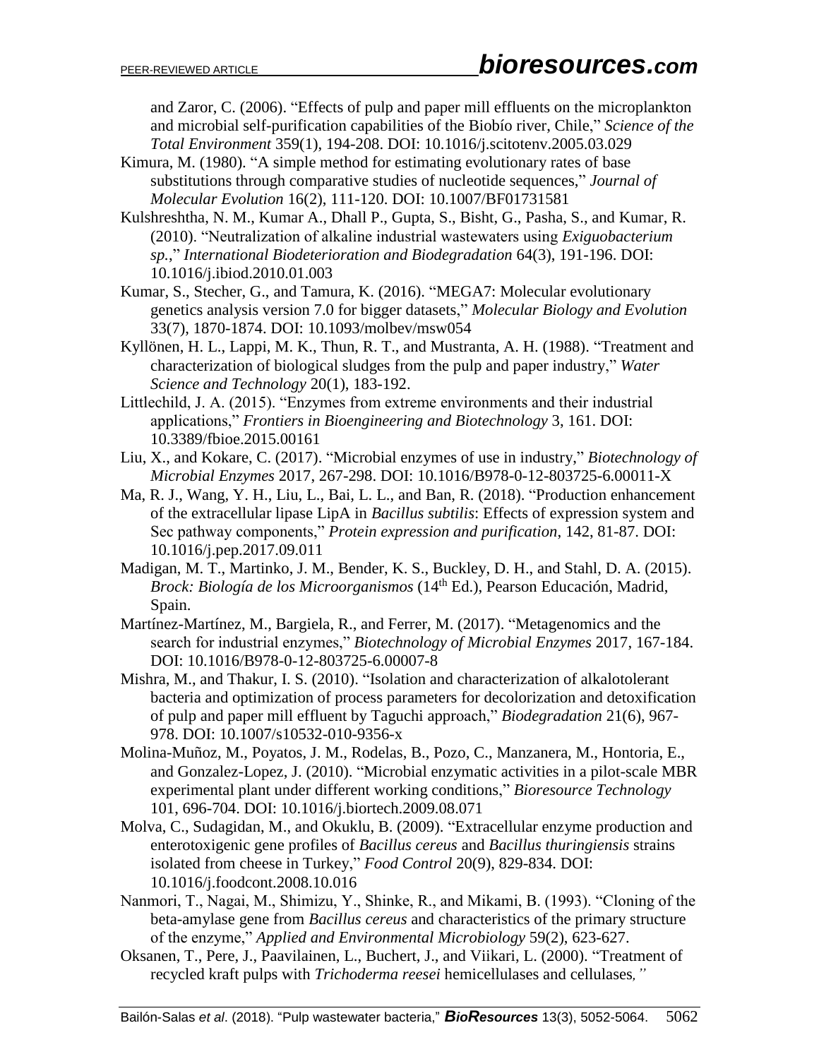and Zaror, C. (2006). "Effects of pulp and paper mill effluents on the microplankton and microbial self-purification capabilities of the Biobío river, Chile," *Science of the Total Environment* 359(1), 194-208. DOI: 10.1016/j.scitotenv.2005.03.029

Kimura, M. (1980). "A simple method for estimating evolutionary rates of base substitutions through comparative studies of nucleotide sequences," *Journal of Molecular Evolution* 16(2), 111-120. DOI: 10.1007/BF01731581

Kulshreshtha, N. M., Kumar A., Dhall P., Gupta, S., Bisht, G., Pasha, S., and Kumar, R. (2010). "Neutralization of alkaline industrial wastewaters using *Exiguobacterium sp.*," *International Biodeterioration and Biodegradation* 64(3), 191-196. DOI: 10.1016/j.ibiod.2010.01.003

Kumar, S., Stecher, G., and Tamura, K. (2016). "MEGA7: Molecular evolutionary genetics analysis version 7.0 for bigger datasets," *Molecular Biology and Evolution* 33(7), 1870-1874. DOI: 10.1093/molbev/msw054

Kyllönen, H. L., Lappi, M. K., Thun, R. T., and Mustranta, A. H. (1988). "Treatment and characterization of biological sludges from the pulp and paper industry," *Water Science and Technology* 20(1), 183-192.

Littlechild, J. A. (2015). "Enzymes from extreme environments and their industrial applications," *Frontiers in Bioengineering and Biotechnology* 3, 161. DOI: 10.3389/fbioe.2015.00161

Liu, X., and Kokare, C. (2017). "Microbial enzymes of use in industry," *Biotechnology of Microbial Enzymes* 2017, 267-298. DOI: 10.1016/B978-0-12-803725-6.00011-X

Ma, R. J., Wang, Y. H., Liu, L., Bai, L. L., and Ban, R. (2018). "Production enhancement of the extracellular lipase LipA in *Bacillus subtilis*: Effects of expression system and Sec pathway components," *Protein expression and purification*, 142, 81-87. DOI: 10.1016/j.pep.2017.09.011

Madigan, M. T., Martinko, J. M., Bender, K. S., Buckley, D. H., and Stahl, D. A. (2015). *Brock: Biología de los Microorganismos* (14th Ed.), Pearson Educación, Madrid, Spain.

Martínez-Martínez, M., Bargiela, R., and Ferrer, M. (2017). "Metagenomics and the search for industrial enzymes," *Biotechnology of Microbial Enzymes* 2017, 167-184. DOI: 10.1016/B978-0-12-803725-6.00007-8

Mishra, M., and Thakur, I. S. (2010). "Isolation and characterization of alkalotolerant bacteria and optimization of process parameters for decolorization and detoxification of pulp and paper mill effluent by Taguchi approach," *Biodegradation* 21(6), 967-978. DOI: 10.1007/s10532-010-9356-x

Molina-Muñoz, M., Poyatos, J. M., Rodelas, B., Pozo, C., Manzanera, M., Hontoria, E., and Gonzalez-Lopez, J. (2010). "Microbial enzymatic activities in a pilot-scale MBR experimental plant under different working conditions," *Bioresource Technology* 101, 696-704. DOI: 10.1016/j.biortech.2009.08.071

Molva, C., Sudagidan, M., and Okuklu, B. (2009). "Extracellular enzyme production and enterotoxigenic gene profiles of *Bacillus cereus* and *Bacillus thuringiensis* strains isolated from cheese in Turkey," *Food Control* 20(9), 829-834. DOI: 10.1016/j.foodcont.2008.10.016

Nanmori, T., Nagai, M., Shimizu, Y., Shinke, R., and Mikami, B. (1993). "Cloning of the beta-amylase gene from *Bacillus cereus* and characteristics of the primary structure of the enzyme," *Applied and Environmental Microbiology* 59(2), 623-627.

Oksanen, T., Pere, J., Paavilainen, L., Buchert, J., and Viikari, L. (2000). "Treatment of recycled kraft pulps with *Trichoderma reesei* hemicellulases and cellulases,"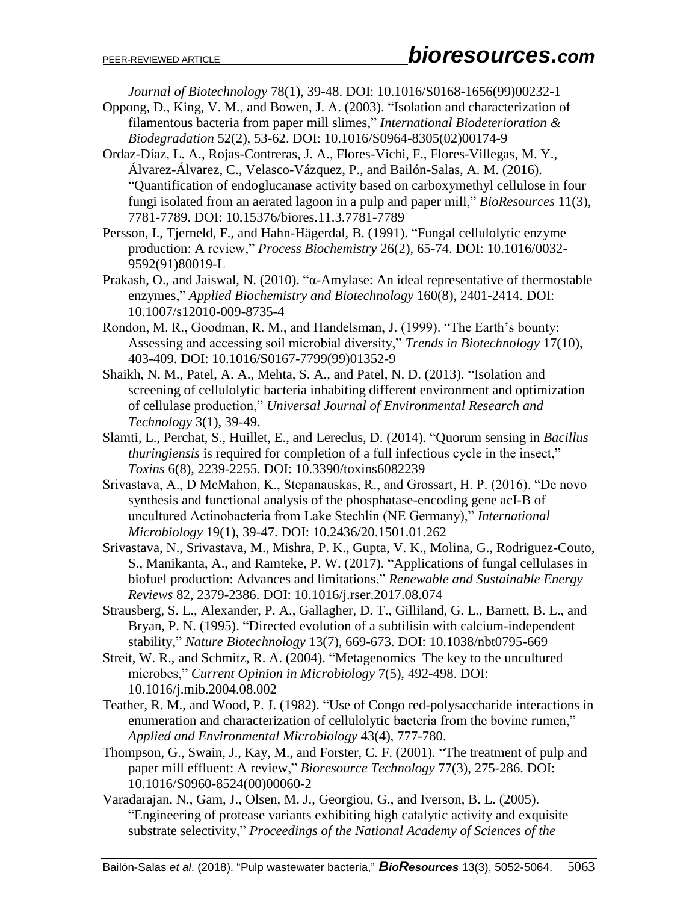*Journal of Biotechnology* 78(1), 39-48. DOI: 10.1016/S0168-1656(99)00232-1

Oppong, D., King, V. M., and Bowen, J. A. (2003). "Isolation and characterization of filamentous bacteria from paper mill slimes," *International Biodeterioration & Biodegradation* 52(2), 53-62. DOI: 10.1016/S0964-8305(02)00174-9

Ordaz-Díaz, L. A., Rojas-Contreras, J. A., Flores-Vichi, F., Flores-Villegas, M. Y., Álvarez-Álvarez, C., Velasco-Vázquez, P., and Bailón-Salas, A. M. (2016). "Quantification of endoglucanase activity based on carboxymethyl cellulose in four fungi isolated from an aerated lagoon in a pulp and paper mill," *BioResources* 11(3), 7781-7789. DOI: 10.15376/biores.11.3.7781-7789

Persson, I., Tjerneld, F., and Hahn-Hägerdal, B. (1991). "Fungal cellulolytic enzyme production: A review," *Process Biochemistry* 26(2), 65-74. DOI: 10.1016/0032-9592(91)80019-L

Prakash, O., and Jaiswal, N. (2010). "α-Amylase: An ideal representative of thermostable enzymes," *Applied Biochemistry and Biotechnology* 160(8), 2401-2414. DOI: 10.1007/s12010-009-8735-4

Rondon, M. R., Goodman, R. M., and Handelsman, J. (1999). "The Earth's bounty: Assessing and accessing soil microbial diversity," *Trends in Biotechnology* 17(10), 403-409. DOI: 10.1016/S0167-7799(99)01352-9

Shaikh, N. M., Patel, A. A., Mehta, S. A., and Patel, N. D. (2013). "Isolation and screening of cellulolytic bacteria inhabiting different environment and optimization of cellulase production," *Universal Journal of Environmental Research and Technology* 3(1), 39-49.

Slamti, L., Perchat, S., Huillet, E., and Lereclus, D. (2014). "Quorum sensing in *Bacillus thuringiensis* is required for completion of a full infectious cycle in the insect," *Toxins* 6(8), 2239-2255. DOI: 10.3390/toxins6082239

Srivastava, A., D McMahon, K., Stepanauskas, R., and Grossart, H. P. (2016). "De novo synthesis and functional analysis of the phosphatase-encoding gene acI-B of uncultured Actinobacteria from Lake Stechlin (NE Germany)," *International Microbiology* 19(1), 39-47. DOI: 10.2436/20.1501.01.262

Srivastava, N., Srivastava, M., Mishra, P. K., Gupta, V. K., Molina, G., Rodriguez-Couto, S., Manikanta, A., and Ramteke, P. W. (2017). "Applications of fungal cellulases in biofuel production: Advances and limitations," *Renewable and Sustainable Energy Reviews* 82, 2379-2386. DOI: 10.1016/j.rser.2017.08.074

Strausberg, S. L., Alexander, P. A., Gallagher, D. T., Gilliland, G. L., Barnett, B. L., and Bryan, P. N. (1995). "Directed evolution of a subtilisin with calcium-independent stability," *Nature Biotechnology* 13(7), 669-673. DOI: 10.1038/nbt0795-669

Streit, W. R., and Schmitz, R. A. (2004). "Metagenomics–The key to the uncultured microbes," *Current Opinion in Microbiology* 7(5), 492-498. DOI: 10.1016/j.mib.2004.08.002

Teather, R. M., and Wood, P. J. (1982). "Use of Congo red-polysaccharide interactions in enumeration and characterization of cellulolytic bacteria from the bovine rumen," *Applied and Environmental Microbiology* 43(4), 777-780.

Thompson, G., Swain, J., Kay, M., and Forster, C. F. (2001). "The treatment of pulp and paper mill effluent: A review," *Bioresource Technology* 77(3), 275-286. DOI: 10.1016/S0960-8524(00)00060-2

Varadarajan, N., Gam, J., Olsen, M. J., Georgiou, G., and Iverson, B. L. (2005). "Engineering of protease variants exhibiting high catalytic activity and exquisite substrate selectivity," *Proceedings of the National Academy of Sciences of the*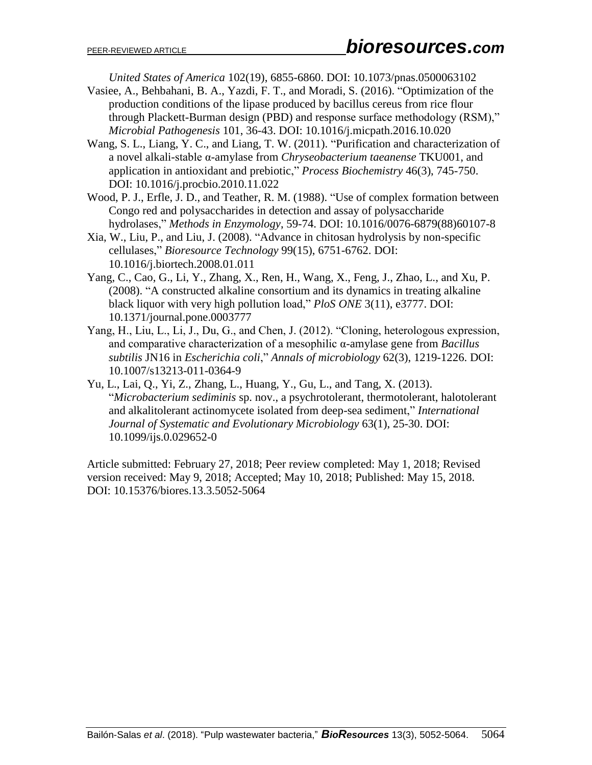*United States of America* 102(19), 6855-6860. DOI: 10.1073/pnas.0500063102

Vasiee, A., Behbahani, B. A., Yazdi, F. T., and Moradi, S. (2016). "Optimization of the production conditions of the lipase produced by bacillus cereus from rice flour through Plackett-Burman design (PBD) and response surface methodology (RSM)," *Microbial Pathogenesis* 101, 36-43. DOI: 10.1016/j.micpath.2016.10.020

Wang, S. L., Liang, Y. C., and Liang, T. W. (2011). "Purification and characterization of a novel alkali-stable α-amylase from *Chryseobacterium taeanense* TKU001, and application in antioxidant and prebiotic," *Process Biochemistry* 46(3), 745-750. DOI: 10.1016/j.procbio.2010.11.022

Wood, P. J., Erfle, J. D., and Teather, R. M. (1988). "Use of complex formation between Congo red and polysaccharides in detection and assay of polysaccharide hydrolases," *Methods in Enzymology*, 59-74. DOI: 10.1016/0076-6879(88)60107-8

Xia, W., Liu, P., and Liu, J. (2008). "Advance in chitosan hydrolysis by non-specific cellulases," *Bioresource Technology* 99(15), 6751-6762. DOI: 10.1016/j.biortech.2008.01.011

Yang, C., Cao, G., Li, Y., Zhang, X., Ren, H., Wang, X., Feng, J., Zhao, L., and Xu, P. (2008). "A constructed alkaline consortium and its dynamics in treating alkaline black liquor with very high pollution load," *PloS ONE* 3(11), e3777. DOI: 10.1371/journal.pone.0003777

Yang, H., Liu, L., Li, J., Du, G., and Chen, J. (2012). "Cloning, heterologous expression, and comparative characterization of a mesophilic α-amylase gene from *Bacillus subtilis* JN16 in *Escherichia coli*," *Annals of microbiology* 62(3), 1219-1226. DOI: 10.1007/s13213-011-0364-9

Yu, L., Lai, Q., Yi, Z., Zhang, L., Huang, Y., Gu, L., and Tang, X. (2013). "*Microbacterium sediminis* sp. nov., a psychrotolerant, thermotolerant, halotolerant and alkalitolerant actinomycete isolated from deep-sea sediment," *International Journal of Systematic and Evolutionary Microbiology* 63(1), 25-30. DOI: 10.1099/ijs.0.029652-0

Article submitted: February 27, 2018; Peer review completed: May 1, 2018; Revised version received: May 9, 2018; Accepted; May 10, 2018; Published: May 15, 2018. DOI: 10.15376/biores.13.3.5052-5064